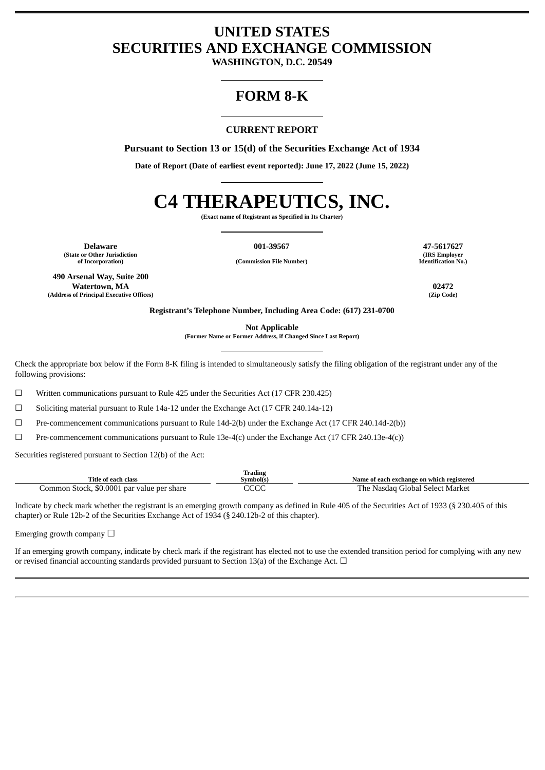# UNITED STATES
# SECURITIES AND EXCHANGE COMMISSION

**WASHINGTON, D.C. 20549**

---

# FORM 8-K

---

**CURRENT REPORT**

**Pursuant to Section 13 or 15(d) of the Securities Exchange Act of 1934**

**Date of Report (Date of earliest event reported): June 17, 2022 (June 15, 2022)**

---

# C4 THERAPEUTICS, INC.

**(Exact name of Registrant as Specified in Its Charter)**

---

| **Delaware** | **001-39567** | **47-5617627** |
|---|---|---|
| **(State or Other Jurisdiction of Incorporation)** | **(Commission File Number)** | **(IRS Employer Identification No.)** |

| **490 Arsenal Way, Suite 200 Watertown, MA** | **02472** |
|---|---|
| **(Address of Principal Executive Offices)** | **(Zip Code)** |

**Registrant's Telephone Number, Including Area Code: (617) 231-0700**

**Not Applicable**

**(Former Name or Former Address, if Changed Since Last Report)**

---

Check the appropriate box below if the Form 8-K filing is intended to simultaneously satisfy the filing obligation of the registrant under any of the following provisions:

☐ Written communications pursuant to Rule 425 under the Securities Act (17 CFR 230.425)

☐ Soliciting material pursuant to Rule 14a-12 under the Exchange Act (17 CFR 240.14a-12)

☐ Pre-commencement communications pursuant to Rule 14d-2(b) under the Exchange Act (17 CFR 240.14d-2(b))

☐ Pre-commencement communications pursuant to Rule 13e-4(c) under the Exchange Act (17 CFR 240.13e-4(c))

Securities registered pursuant to Section 12(b) of the Act:

| Title of each class | Trading Symbol(s) | Name of each exchange on which registered |
|---|---|---|
| Common Stock, $0.0001 par value per share | CCCC | The Nasdaq Global Select Market |

Indicate by check mark whether the registrant is an emerging growth company as defined in Rule 405 of the Securities Act of 1933 (§ 230.405 of this chapter) or Rule 12b-2 of the Securities Exchange Act of 1934 (§ 240.12b-2 of this chapter).

Emerging growth company ☐

If an emerging growth company, indicate by check mark if the registrant has elected not to use the extended transition period for complying with any new or revised financial accounting standards provided pursuant to Section 13(a) of the Exchange Act. ☐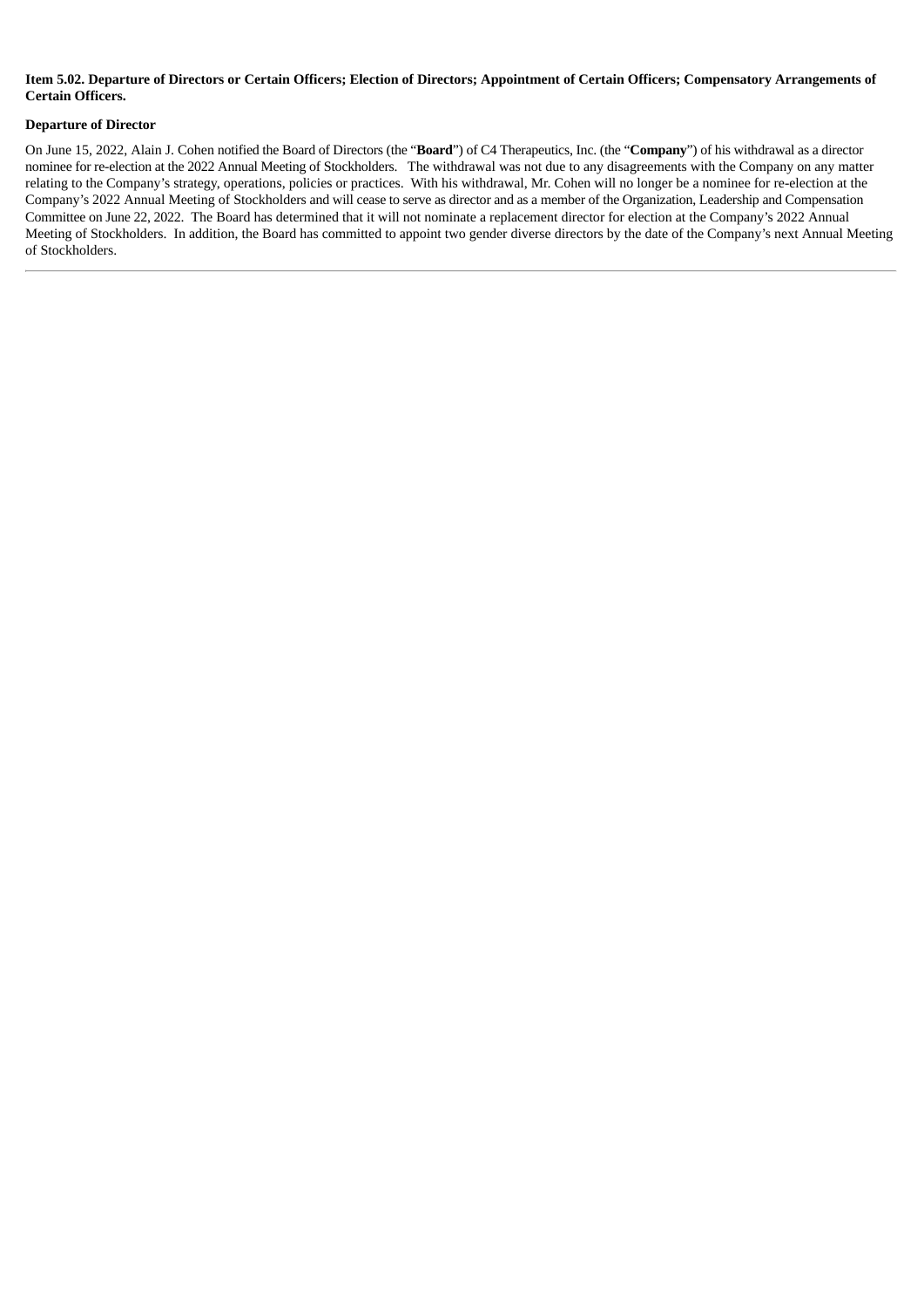**Item 5.02. Departure of Directors or Certain Officers; Election of Directors; Appointment of Certain Officers; Compensatory Arrangements of Certain Officers.**

**Departure of Director**

On June 15, 2022, Alain J. Cohen notified the Board of Directors (the "**Board**") of C4 Therapeutics, Inc. (the "**Company**") of his withdrawal as a director nominee for re-election at the 2022 Annual Meeting of Stockholders. The withdrawal was not due to any disagreements with the Company on any matter relating to the Company's strategy, operations, policies or practices. With his withdrawal, Mr. Cohen will no longer be a nominee for re-election at the Company's 2022 Annual Meeting of Stockholders and will cease to serve as director and as a member of the Organization, Leadership and Compensation Committee on June 22, 2022. The Board has determined that it will not nominate a replacement director for election at the Company's 2022 Annual Meeting of Stockholders. In addition, the Board has committed to appoint two gender diverse directors by the date of the Company's next Annual Meeting of Stockholders.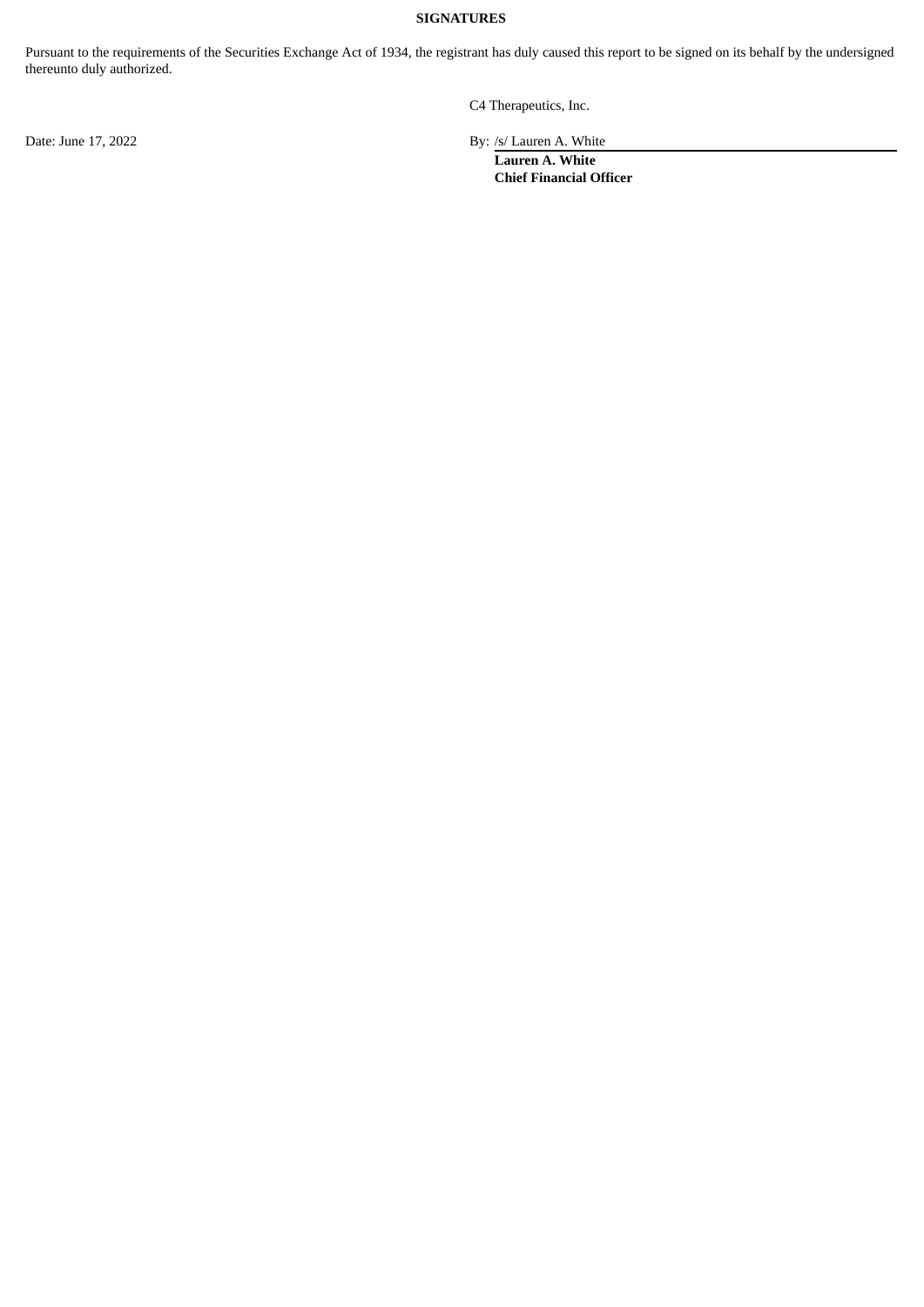**SIGNATURES**

Pursuant to the requirements of the Securities Exchange Act of 1934, the registrant has duly caused this report to be signed on its behalf by the undersigned thereunto duly authorized.

C4 Therapeutics, Inc.

Date: June 17, 2022

By: /s/ Lauren A. White

**Lauren A. White**
**Chief Financial Officer**